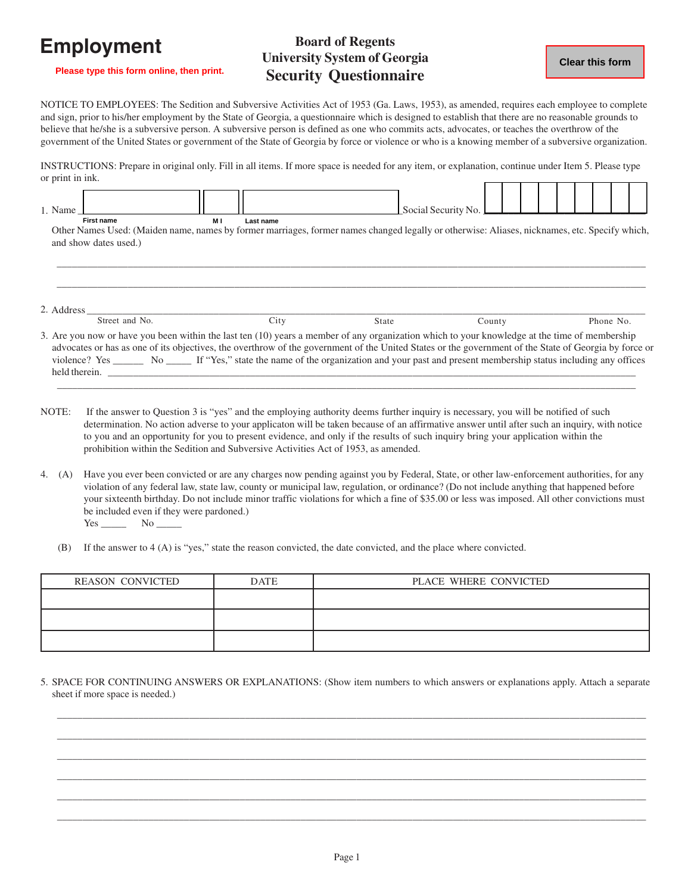# Employment

**Please type this form online, then print.**

## Board of Regents
## University System of Georgia
## Security Questionnaire

Clear this form

NOTICE TO EMPLOYEES: The Sedition and Subversive Activities Act of 1953 (Ga. Laws, 1953), as amended, requires each employee to complete and sign, prior to his/her employment by the State of Georgia, a questionnaire which is designed to establish that there are no reasonable grounds to believe that he/she is a subversive person. A subversive person is defined as one who commits acts, advocates, or teaches the overthrow of the government of the United States or government of the State of Georgia by force or violence or who is a knowing member of a subversive organization.

INSTRUCTIONS: Prepare in original only. Fill in all items. If more space is needed for any item, or explanation, continue under Item 5. Please type or print in ink.

1. Name ______________ ______ ______________ Social Security No. ____________
   First name  M I  Last name

   Other Names Used: (Maiden name, names by former marriages, former names changed legally or otherwise: Aliases, nicknames, etc. Specify which, and show dates used.)

   ______________________________________________________________________

   ______________________________________________________________________

2. Address ______________________________________________________________________
   Street and No.  City  State  County  Phone No.

3. Are you now or have you been within the last ten (10) years a member of any organization which to your knowledge at the time of membership advocates or has as one of its objectives, the overthrow of the government of the United States or the government of the State of Georgia by force or violence? Yes ______ No _____ If "Yes," state the name of the organization and your past and present membership status including any offices held therein. ______________________________________________________________________

   ______________________________________________________________________

NOTE: If the answer to Question 3 is "yes" and the employing authority deems further inquiry is necessary, you will be notified of such determination. No action adverse to your applicaton will be taken because of an affirmative answer until after such an inquiry, with notice to you and an opportunity for you to present evidence, and only if the results of such inquiry bring your application within the prohibition within the Sedition and Subversive Activities Act of 1953, as amended.

4. (A) Have you ever been convicted or are any charges now pending against you by Federal, State, or other law-enforcement authorities, for any violation of any federal law, state law, county or municipal law, regulation, or ordinance? (Do not include anything that happened before your sixteenth birthday. Do not include minor traffic violations for which a fine of $35.00 or less was imposed. All other convictions must be included even if they were pardoned.)
   Yes _____ No _____

   (B) If the answer to 4 (A) is "yes," state the reason convicted, the date convicted, and the place where convicted.

| REASON CONVICTED | DATE | PLACE WHERE CONVICTED |
|---|---|---|
| | | |
| | | |
| | | |

5. SPACE FOR CONTINUING ANSWERS OR EXPLANATIONS: (Show item numbers to which answers or explanations apply. Attach a separate sheet if more space is needed.)

   ______________________________________________________________________

   ______________________________________________________________________

   ______________________________________________________________________

   ______________________________________________________________________

   ______________________________________________________________________

   ______________________________________________________________________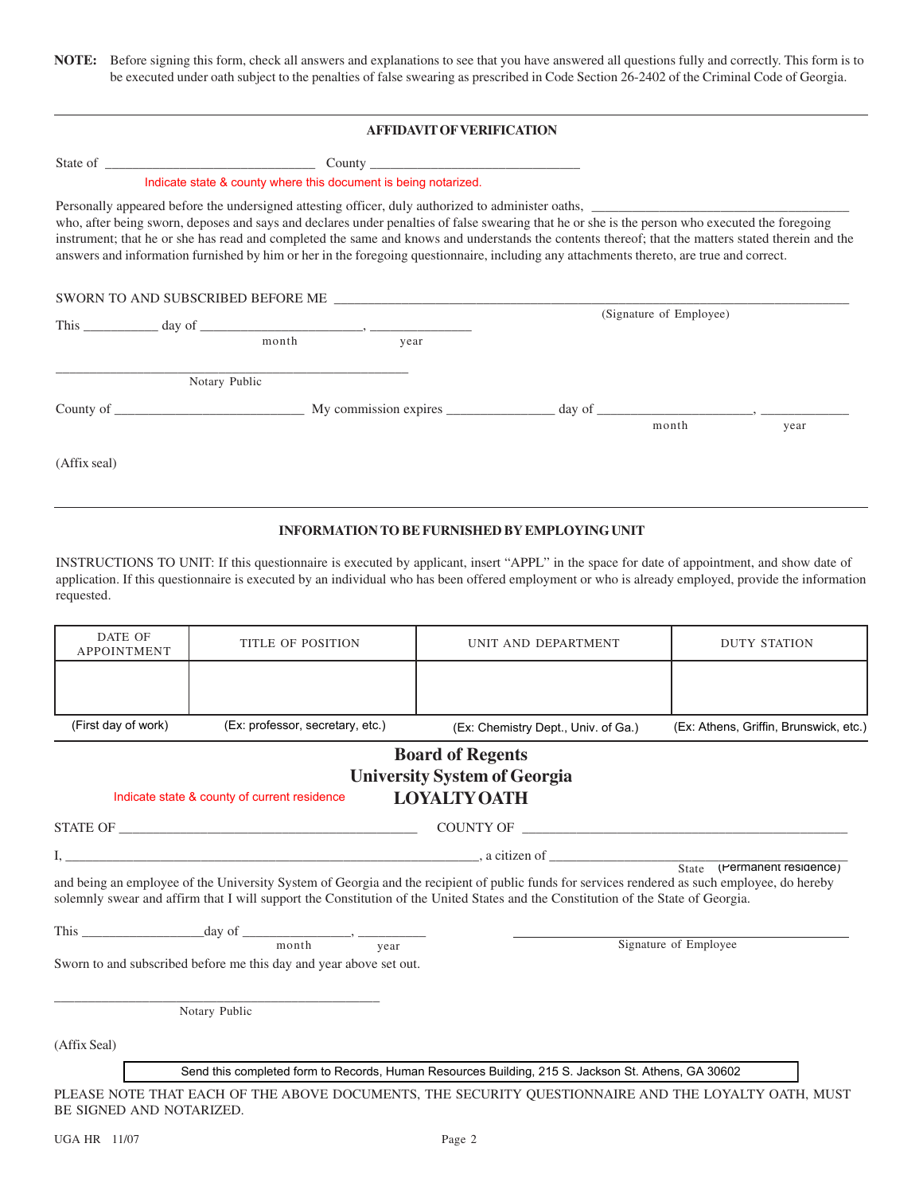**NOTE:** Before signing this form, check all answers and explanations to see that you have answered all questions fully and correctly. This form is to be executed under oath subject to the penalties of false swearing as prescribed in Code Section 26-2402 of the Criminal Code of Georgia.

---

**AFFIDAVIT OF VERIFICATION**

State of ______________________________ County ______________________________

Indicate state & county where this document is being notarized.

Personally appeared before the undersigned attesting officer, duly authorized to administer oaths, ______________________________ who, after being sworn, deposes and says and declares under penalties of false swearing that he or she is the person who executed the foregoing instrument; that he or she has read and completed the same and knows and understands the contents thereof; that the matters stated therein and the answers and information furnished by him or her in the foregoing questionnaire, including any attachments thereto, are true and correct.

SWORN TO AND SUBSCRIBED BEFORE ME ______________________________________________

(Signature of Employee)

This __________ day of ______________________, ______________
month year

______________________________________________
Notary Public

County of __________________________ My commission expires _______________ day of ______________________, ____________
month year

(Affix seal)

---

**INFORMATION TO BE FURNISHED BY EMPLOYING UNIT**

INSTRUCTIONS TO UNIT: If this questionnaire is executed by applicant, insert "APPL" in the space for date of appointment, and show date of application. If this questionnaire is executed by an individual who has been offered employment or who is already employed, provide the information requested.

| DATE OF APPOINTMENT | TITLE OF POSITION | UNIT AND DEPARTMENT | DUTY STATION |
|---|---|---|---|
| | | | |
| (First day of work) | (Ex: professor, secretary, etc.) | (Ex: Chemistry Dept., Univ. of Ga.) | (Ex: Athens, Griffin, Brunswick, etc.) |

## Board of Regents
## University System of Georgia
## LOYALTY OATH

Indicate state & county of current residence

STATE OF ____________________________________________ COUNTY OF ____________________________________________

I, ______________________________________________________________, a citizen of ____________________________________________
State (Permanent residence)

and being an employee of the University System of Georgia and the recipient of public funds for services rendered as such employee, do hereby solemnly swear and affirm that I will support the Constitution of the United States and the Constitution of the State of Georgia.

This _________________day of _______________, __________
month year

____________________________________________
Signature of Employee

Sworn to and subscribed before me this day and year above set out.

______________________________________________
Notary Public

(Affix Seal)

Send this completed form to Records, Human Resources Building, 215 S. Jackson St. Athens, GA 30602

PLEASE NOTE THAT EACH OF THE ABOVE DOCUMENTS, THE SECURITY QUESTIONNAIRE AND THE LOYALTY OATH, MUST BE SIGNED AND NOTARIZED.

UGA HR 11/07